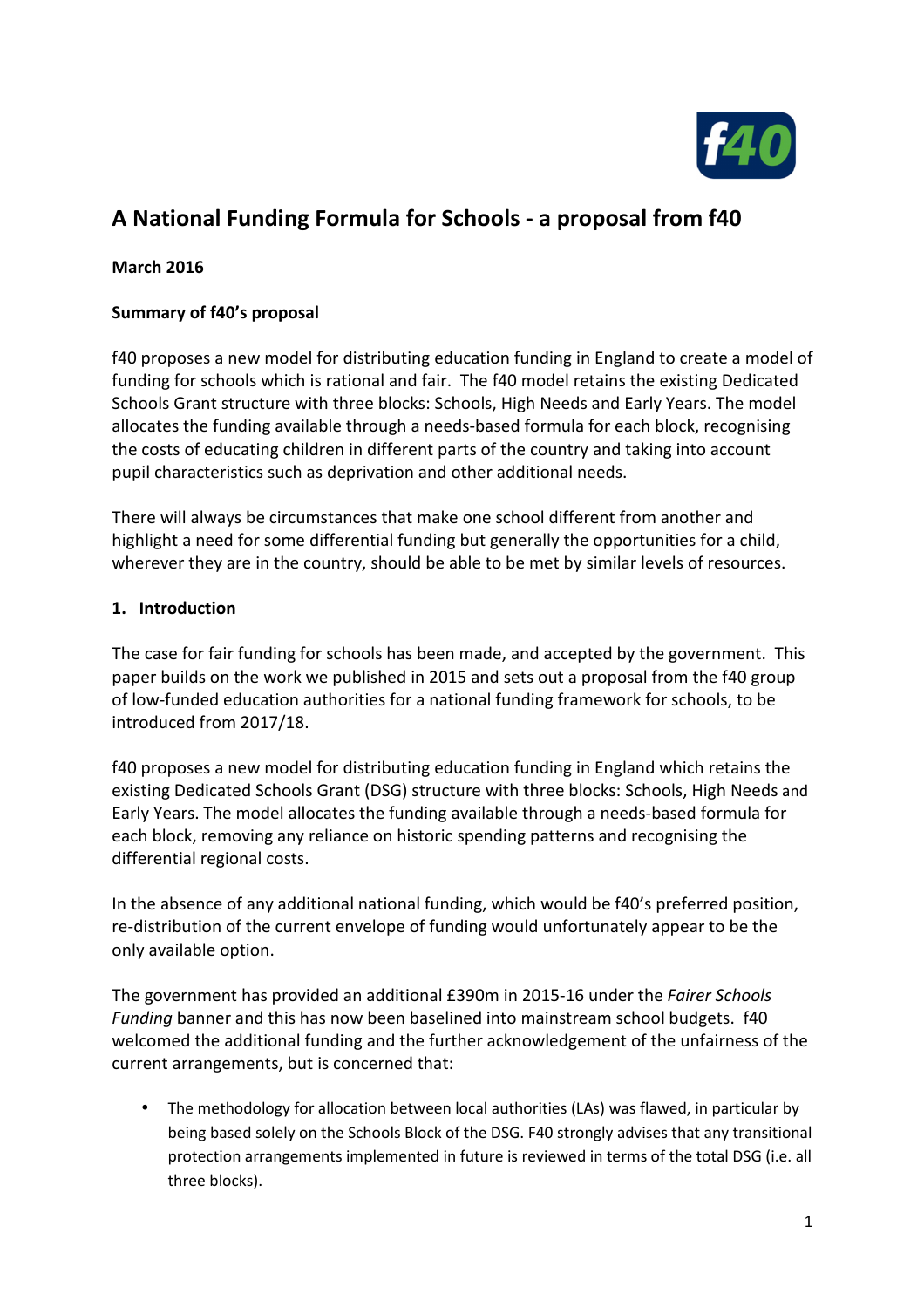# A National Funding Formula for Schools - a proposal from f40

**March 2016**

**Summary of f40's proposal**

f40 proposes a new model for distributing education funding in England to create a model of funding for schools which is rational and fair. The f40 model retains the existing Dedicated Schools Grant structure with three blocks: Schools, High Needs and Early Years. The model allocates the funding available through a needs-based formula for each block, recognising the costs of educating children in different parts of the country and taking into account pupil characteristics such as deprivation and other additional needs.

There will always be circumstances that make one school different from another and highlight a need for some differential funding but generally the opportunities for a child, wherever they are in the country, should be able to be met by similar levels of resources.

## 1. Introduction

The case for fair funding for schools has been made, and accepted by the government. This paper builds on the work we published in 2015 and sets out a proposal from the f40 group of low-funded education authorities for a national funding framework for schools, to be introduced from 2017/18.

f40 proposes a new model for distributing education funding in England which retains the existing Dedicated Schools Grant (DSG) structure with three blocks: Schools, High Needs and Early Years. The model allocates the funding available through a needs-based formula for each block, removing any reliance on historic spending patterns and recognising the differential regional costs.

In the absence of any additional national funding, which would be f40's preferred position, re-distribution of the current envelope of funding would unfortunately appear to be the only available option.

The government has provided an additional £390m in 2015-16 under the *Fairer Schools Funding* banner and this has now been baselined into mainstream school budgets. f40 welcomed the additional funding and the further acknowledgement of the unfairness of the current arrangements, but is concerned that:

- The methodology for allocation between local authorities (LAs) was flawed, in particular by being based solely on the Schools Block of the DSG. F40 strongly advises that any transitional protection arrangements implemented in future is reviewed in terms of the total DSG (i.e. all three blocks).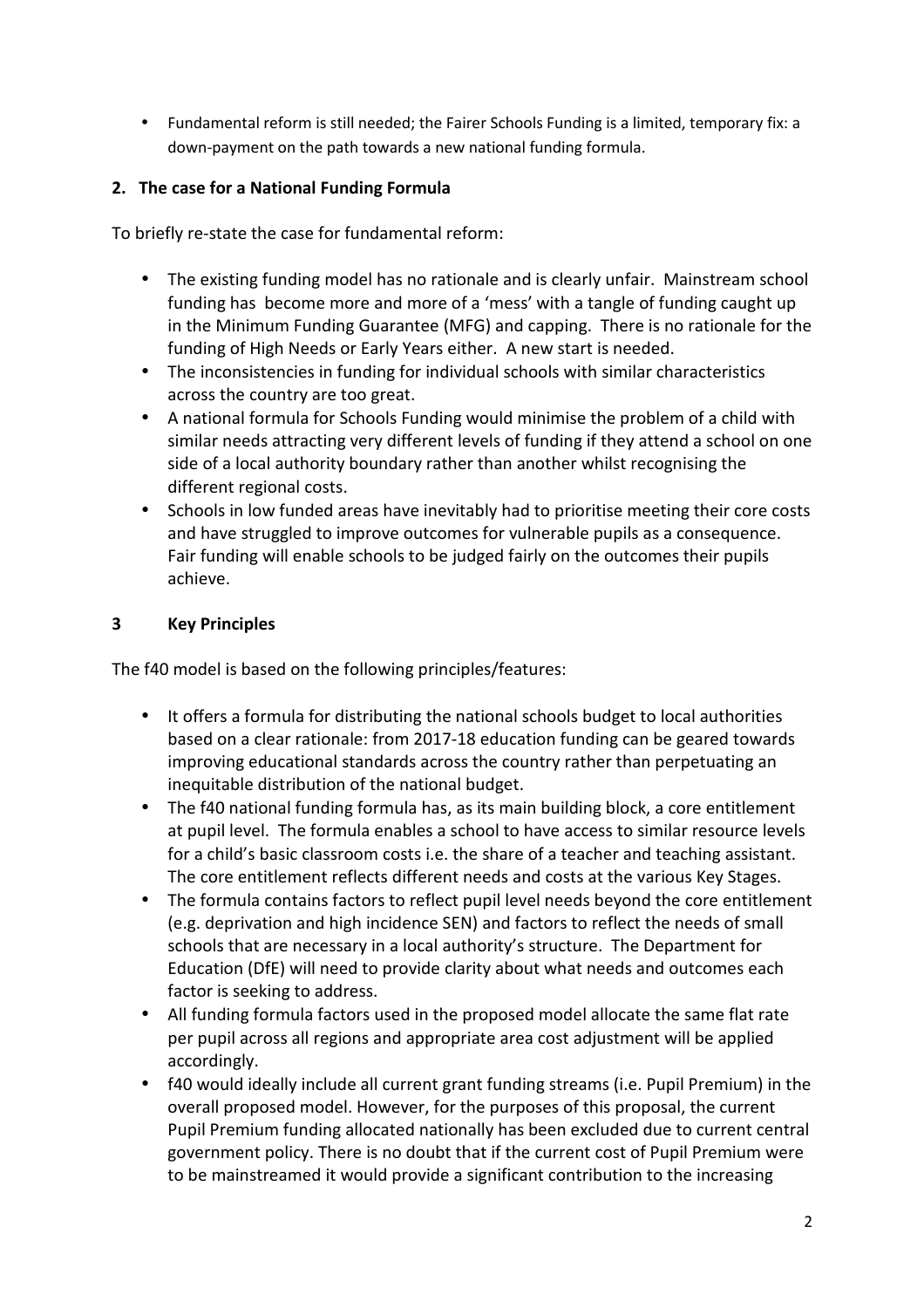- Fundamental reform is still needed; the Fairer Schools Funding is a limited, temporary fix: a down-payment on the path towards a new national funding formula.

## 2. The case for a National Funding Formula

To briefly re-state the case for fundamental reform:

- The existing funding model has no rationale and is clearly unfair. Mainstream school funding has become more and more of a 'mess' with a tangle of funding caught up in the Minimum Funding Guarantee (MFG) and capping. There is no rationale for the funding of High Needs or Early Years either. A new start is needed.
- The inconsistencies in funding for individual schools with similar characteristics across the country are too great.
- A national formula for Schools Funding would minimise the problem of a child with similar needs attracting very different levels of funding if they attend a school on one side of a local authority boundary rather than another whilst recognising the different regional costs.
- Schools in low funded areas have inevitably had to prioritise meeting their core costs and have struggled to improve outcomes for vulnerable pupils as a consequence. Fair funding will enable schools to be judged fairly on the outcomes their pupils achieve.

## 3 Key Principles

The f40 model is based on the following principles/features:

- It offers a formula for distributing the national schools budget to local authorities based on a clear rationale: from 2017-18 education funding can be geared towards improving educational standards across the country rather than perpetuating an inequitable distribution of the national budget.
- The f40 national funding formula has, as its main building block, a core entitlement at pupil level. The formula enables a school to have access to similar resource levels for a child's basic classroom costs i.e. the share of a teacher and teaching assistant. The core entitlement reflects different needs and costs at the various Key Stages.
- The formula contains factors to reflect pupil level needs beyond the core entitlement (e.g. deprivation and high incidence SEN) and factors to reflect the needs of small schools that are necessary in a local authority's structure. The Department for Education (DfE) will need to provide clarity about what needs and outcomes each factor is seeking to address.
- All funding formula factors used in the proposed model allocate the same flat rate per pupil across all regions and appropriate area cost adjustment will be applied accordingly.
- f40 would ideally include all current grant funding streams (i.e. Pupil Premium) in the overall proposed model. However, for the purposes of this proposal, the current Pupil Premium funding allocated nationally has been excluded due to current central government policy. There is no doubt that if the current cost of Pupil Premium were to be mainstreamed it would provide a significant contribution to the increasing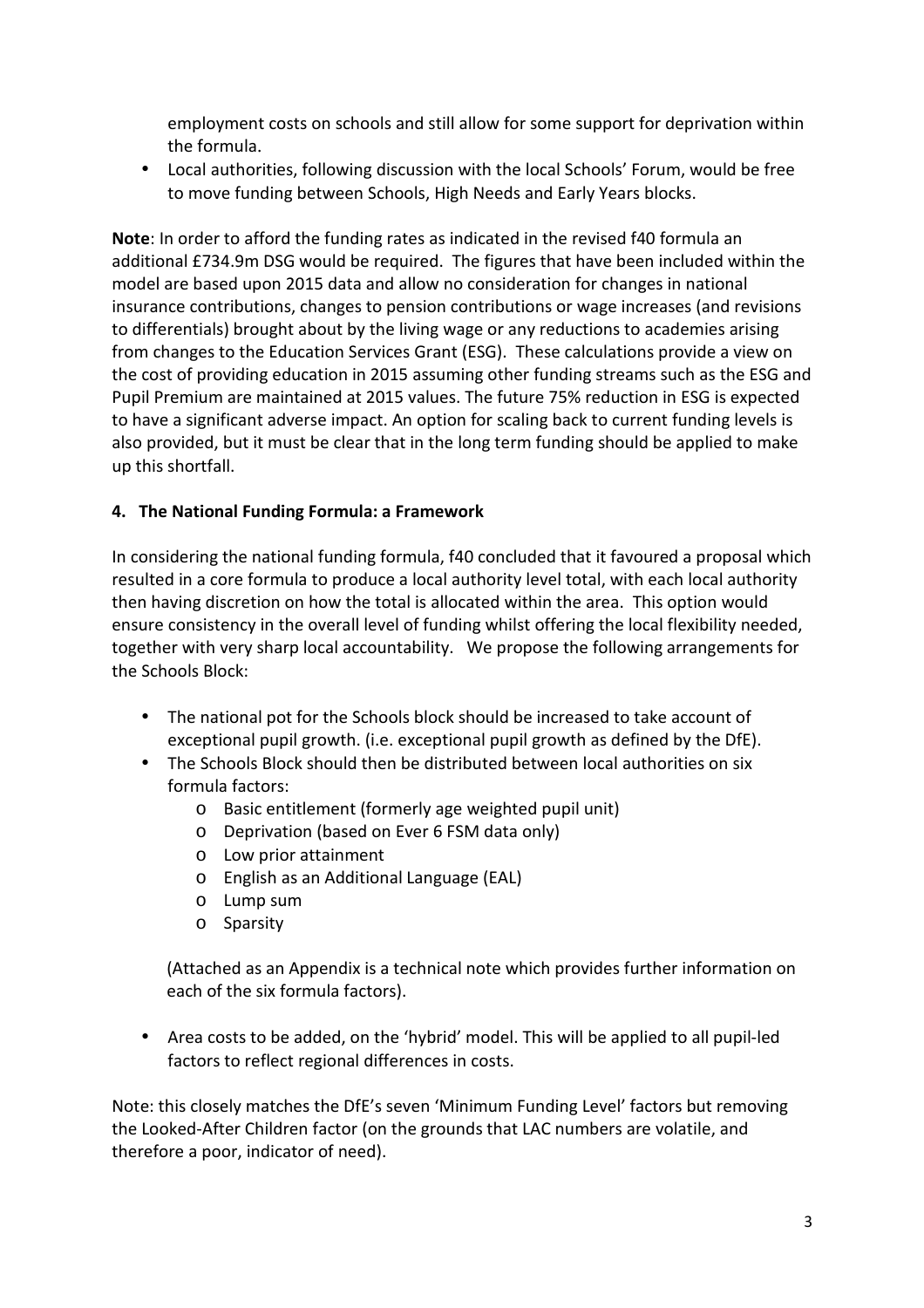employment costs on schools and still allow for some support for deprivation within the formula.
- Local authorities, following discussion with the local Schools' Forum, would be free to move funding between Schools, High Needs and Early Years blocks.

**Note**: In order to afford the funding rates as indicated in the revised f40 formula an additional £734.9m DSG would be required. The figures that have been included within the model are based upon 2015 data and allow no consideration for changes in national insurance contributions, changes to pension contributions or wage increases (and revisions to differentials) brought about by the living wage or any reductions to academies arising from changes to the Education Services Grant (ESG). These calculations provide a view on the cost of providing education in 2015 assuming other funding streams such as the ESG and Pupil Premium are maintained at 2015 values. The future 75% reduction in ESG is expected to have a significant adverse impact. An option for scaling back to current funding levels is also provided, but it must be clear that in the long term funding should be applied to make up this shortfall.

## 4. The National Funding Formula: a Framework

In considering the national funding formula, f40 concluded that it favoured a proposal which resulted in a core formula to produce a local authority level total, with each local authority then having discretion on how the total is allocated within the area. This option would ensure consistency in the overall level of funding whilst offering the local flexibility needed, together with very sharp local accountability. We propose the following arrangements for the Schools Block:

- The national pot for the Schools block should be increased to take account of exceptional pupil growth. (i.e. exceptional pupil growth as defined by the DfE).
- The Schools Block should then be distributed between local authorities on six formula factors:
  - Basic entitlement (formerly age weighted pupil unit)
  - Deprivation (based on Ever 6 FSM data only)
  - Low prior attainment
  - English as an Additional Language (EAL)
  - Lump sum
  - Sparsity

  (Attached as an Appendix is a technical note which provides further information on each of the six formula factors).

- Area costs to be added, on the 'hybrid' model. This will be applied to all pupil-led factors to reflect regional differences in costs.

Note: this closely matches the DfE's seven 'Minimum Funding Level' factors but removing the Looked-After Children factor (on the grounds that LAC numbers are volatile, and therefore a poor, indicator of need).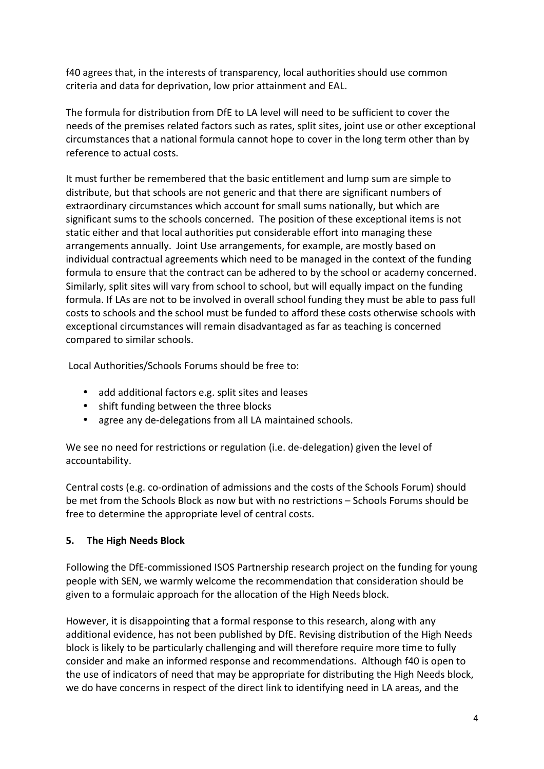f40 agrees that, in the interests of transparency, local authorities should use common criteria and data for deprivation, low prior attainment and EAL.

The formula for distribution from DfE to LA level will need to be sufficient to cover the needs of the premises related factors such as rates, split sites, joint use or other exceptional circumstances that a national formula cannot hope to cover in the long term other than by reference to actual costs.

It must further be remembered that the basic entitlement and lump sum are simple to distribute, but that schools are not generic and that there are significant numbers of extraordinary circumstances which account for small sums nationally, but which are significant sums to the schools concerned. The position of these exceptional items is not static either and that local authorities put considerable effort into managing these arrangements annually. Joint Use arrangements, for example, are mostly based on individual contractual agreements which need to be managed in the context of the funding formula to ensure that the contract can be adhered to by the school or academy concerned. Similarly, split sites will vary from school to school, but will equally impact on the funding formula. If LAs are not to be involved in overall school funding they must be able to pass full costs to schools and the school must be funded to afford these costs otherwise schools with exceptional circumstances will remain disadvantaged as far as teaching is concerned compared to similar schools.

Local Authorities/Schools Forums should be free to:

- add additional factors e.g. split sites and leases
- shift funding between the three blocks
- agree any de-delegations from all LA maintained schools.

We see no need for restrictions or regulation (i.e. de-delegation) given the level of accountability.

Central costs (e.g. co-ordination of admissions and the costs of the Schools Forum) should be met from the Schools Block as now but with no restrictions – Schools Forums should be free to determine the appropriate level of central costs.

## 5. The High Needs Block

Following the DfE-commissioned ISOS Partnership research project on the funding for young people with SEN, we warmly welcome the recommendation that consideration should be given to a formulaic approach for the allocation of the High Needs block.

However, it is disappointing that a formal response to this research, along with any additional evidence, has not been published by DfE. Revising distribution of the High Needs block is likely to be particularly challenging and will therefore require more time to fully consider and make an informed response and recommendations. Although f40 is open to the use of indicators of need that may be appropriate for distributing the High Needs block, we do have concerns in respect of the direct link to identifying need in LA areas, and the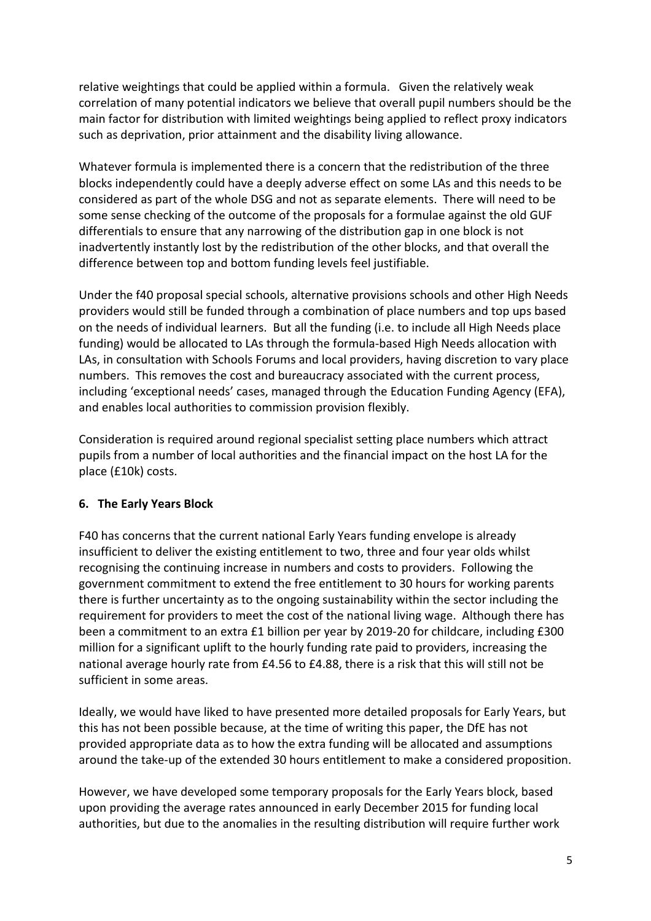relative weightings that could be applied within a formula. Given the relatively weak correlation of many potential indicators we believe that overall pupil numbers should be the main factor for distribution with limited weightings being applied to reflect proxy indicators such as deprivation, prior attainment and the disability living allowance.

Whatever formula is implemented there is a concern that the redistribution of the three blocks independently could have a deeply adverse effect on some LAs and this needs to be considered as part of the whole DSG and not as separate elements. There will need to be some sense checking of the outcome of the proposals for a formulae against the old GUF differentials to ensure that any narrowing of the distribution gap in one block is not inadvertently instantly lost by the redistribution of the other blocks, and that overall the difference between top and bottom funding levels feel justifiable.

Under the f40 proposal special schools, alternative provisions schools and other High Needs providers would still be funded through a combination of place numbers and top ups based on the needs of individual learners. But all the funding (i.e. to include all High Needs place funding) would be allocated to LAs through the formula-based High Needs allocation with LAs, in consultation with Schools Forums and local providers, having discretion to vary place numbers. This removes the cost and bureaucracy associated with the current process, including 'exceptional needs' cases, managed through the Education Funding Agency (EFA), and enables local authorities to commission provision flexibly.

Consideration is required around regional specialist setting place numbers which attract pupils from a number of local authorities and the financial impact on the host LA for the place (£10k) costs.

## 6. The Early Years Block

F40 has concerns that the current national Early Years funding envelope is already insufficient to deliver the existing entitlement to two, three and four year olds whilst recognising the continuing increase in numbers and costs to providers. Following the government commitment to extend the free entitlement to 30 hours for working parents there is further uncertainty as to the ongoing sustainability within the sector including the requirement for providers to meet the cost of the national living wage. Although there has been a commitment to an extra £1 billion per year by 2019-20 for childcare, including £300 million for a significant uplift to the hourly funding rate paid to providers, increasing the national average hourly rate from £4.56 to £4.88, there is a risk that this will still not be sufficient in some areas.

Ideally, we would have liked to have presented more detailed proposals for Early Years, but this has not been possible because, at the time of writing this paper, the DfE has not provided appropriate data as to how the extra funding will be allocated and assumptions around the take-up of the extended 30 hours entitlement to make a considered proposition.

However, we have developed some temporary proposals for the Early Years block, based upon providing the average rates announced in early December 2015 for funding local authorities, but due to the anomalies in the resulting distribution will require further work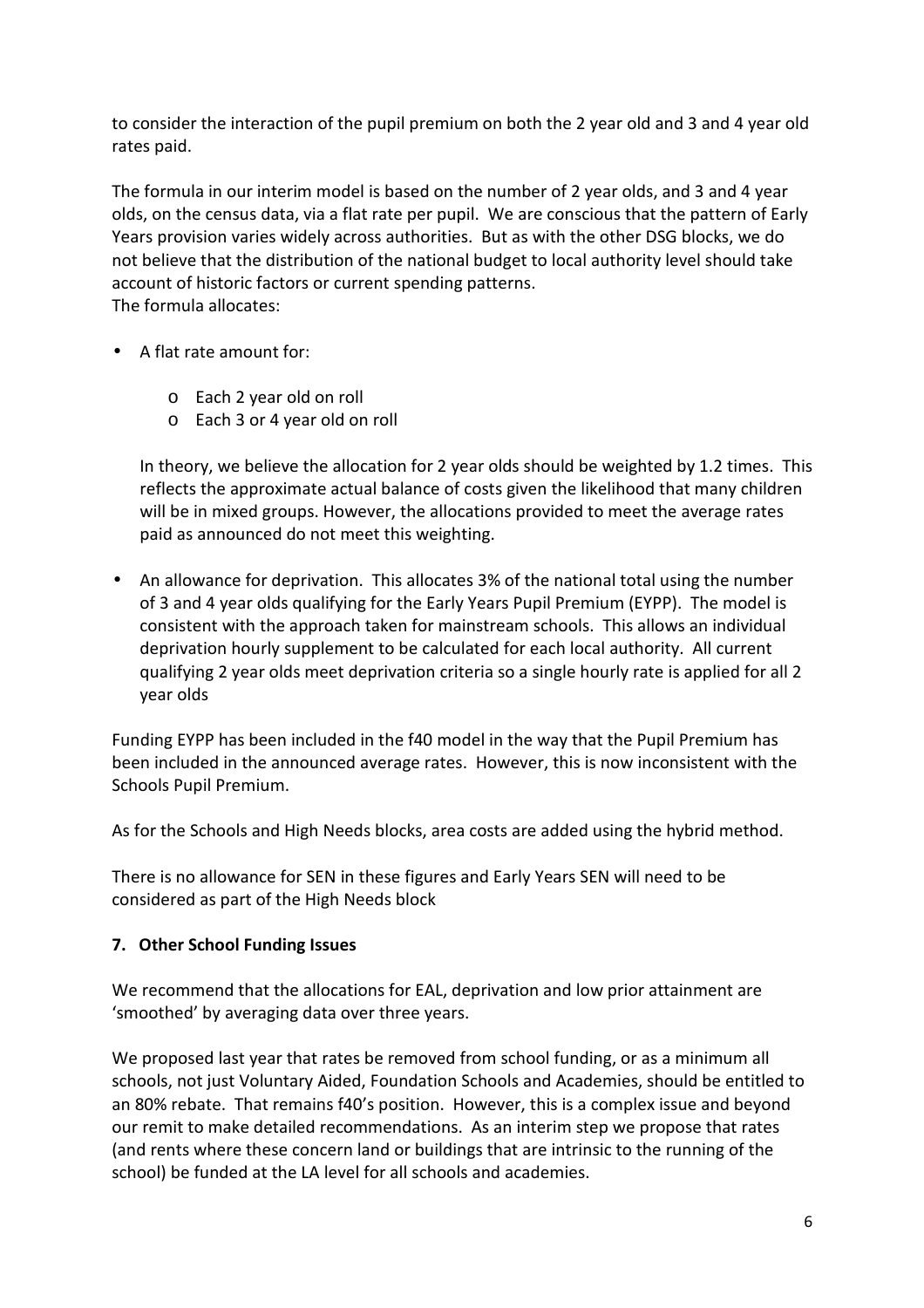to consider the interaction of the pupil premium on both the 2 year old and 3 and 4 year old rates paid.

The formula in our interim model is based on the number of 2 year olds, and 3 and 4 year olds, on the census data, via a flat rate per pupil. We are conscious that the pattern of Early Years provision varies widely across authorities. But as with the other DSG blocks, we do not believe that the distribution of the national budget to local authority level should take account of historic factors or current spending patterns.
The formula allocates:

- A flat rate amount for:
  - Each 2 year old on roll
  - Each 3 or 4 year old on roll

  In theory, we believe the allocation for 2 year olds should be weighted by 1.2 times. This reflects the approximate actual balance of costs given the likelihood that many children will be in mixed groups. However, the allocations provided to meet the average rates paid as announced do not meet this weighting.

- An allowance for deprivation. This allocates 3% of the national total using the number of 3 and 4 year olds qualifying for the Early Years Pupil Premium (EYPP). The model is consistent with the approach taken for mainstream schools. This allows an individual deprivation hourly supplement to be calculated for each local authority. All current qualifying 2 year olds meet deprivation criteria so a single hourly rate is applied for all 2 year olds

Funding EYPP has been included in the f40 model in the way that the Pupil Premium has been included in the announced average rates. However, this is now inconsistent with the Schools Pupil Premium.

As for the Schools and High Needs blocks, area costs are added using the hybrid method.

There is no allowance for SEN in these figures and Early Years SEN will need to be considered as part of the High Needs block

## 7. Other School Funding Issues

We recommend that the allocations for EAL, deprivation and low prior attainment are 'smoothed' by averaging data over three years.

We proposed last year that rates be removed from school funding, or as a minimum all schools, not just Voluntary Aided, Foundation Schools and Academies, should be entitled to an 80% rebate. That remains f40's position. However, this is a complex issue and beyond our remit to make detailed recommendations. As an interim step we propose that rates (and rents where these concern land or buildings that are intrinsic to the running of the school) be funded at the LA level for all schools and academies.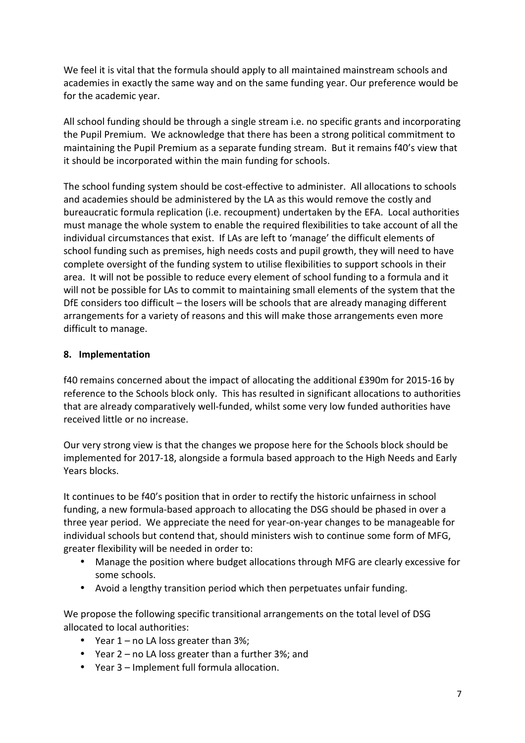We feel it is vital that the formula should apply to all maintained mainstream schools and academies in exactly the same way and on the same funding year. Our preference would be for the academic year.

All school funding should be through a single stream i.e. no specific grants and incorporating the Pupil Premium. We acknowledge that there has been a strong political commitment to maintaining the Pupil Premium as a separate funding stream. But it remains f40's view that it should be incorporated within the main funding for schools.

The school funding system should be cost-effective to administer. All allocations to schools and academies should be administered by the LA as this would remove the costly and bureaucratic formula replication (i.e. recoupment) undertaken by the EFA. Local authorities must manage the whole system to enable the required flexibilities to take account of all the individual circumstances that exist. If LAs are left to 'manage' the difficult elements of school funding such as premises, high needs costs and pupil growth, they will need to have complete oversight of the funding system to utilise flexibilities to support schools in their area. It will not be possible to reduce every element of school funding to a formula and it will not be possible for LAs to commit to maintaining small elements of the system that the DfE considers too difficult – the losers will be schools that are already managing different arrangements for a variety of reasons and this will make those arrangements even more difficult to manage.

## 8. Implementation

f40 remains concerned about the impact of allocating the additional £390m for 2015-16 by reference to the Schools block only. This has resulted in significant allocations to authorities that are already comparatively well-funded, whilst some very low funded authorities have received little or no increase.

Our very strong view is that the changes we propose here for the Schools block should be implemented for 2017-18, alongside a formula based approach to the High Needs and Early Years blocks.

It continues to be f40's position that in order to rectify the historic unfairness in school funding, a new formula-based approach to allocating the DSG should be phased in over a three year period. We appreciate the need for year-on-year changes to be manageable for individual schools but contend that, should ministers wish to continue some form of MFG, greater flexibility will be needed in order to:

- Manage the position where budget allocations through MFG are clearly excessive for some schools.
- Avoid a lengthy transition period which then perpetuates unfair funding.

We propose the following specific transitional arrangements on the total level of DSG allocated to local authorities:

- Year 1 – no LA loss greater than 3%;
- Year 2 – no LA loss greater than a further 3%; and
- Year 3 – Implement full formula allocation.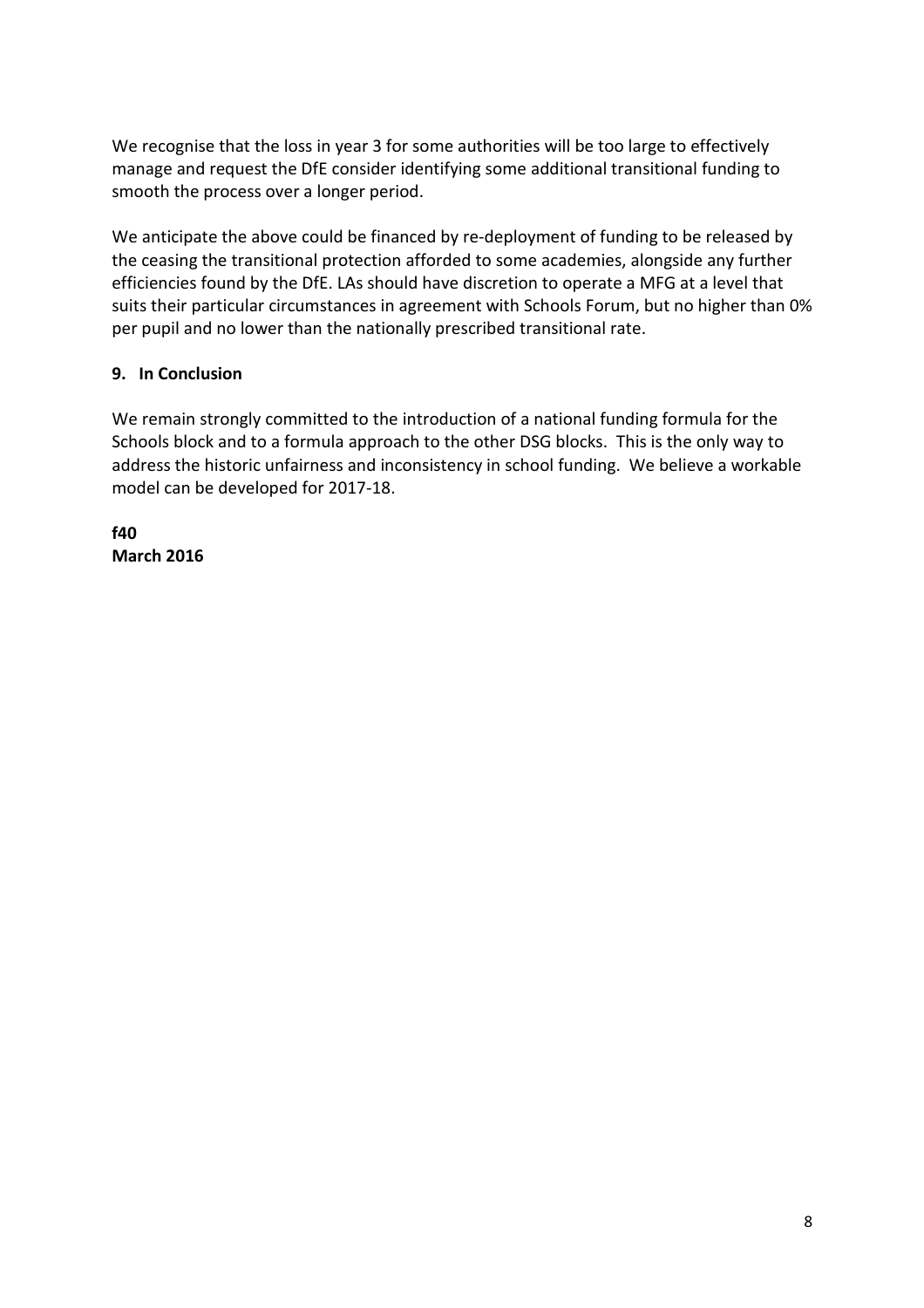We recognise that the loss in year 3 for some authorities will be too large to effectively manage and request the DfE consider identifying some additional transitional funding to smooth the process over a longer period.

We anticipate the above could be financed by re-deployment of funding to be released by the ceasing the transitional protection afforded to some academies, alongside any further efficiencies found by the DfE. LAs should have discretion to operate a MFG at a level that suits their particular circumstances in agreement with Schools Forum, but no higher than 0% per pupil and no lower than the nationally prescribed transitional rate.

## 9. In Conclusion

We remain strongly committed to the introduction of a national funding formula for the Schools block and to a formula approach to the other DSG blocks. This is the only way to address the historic unfairness and inconsistency in school funding. We believe a workable model can be developed for 2017-18.

**f40**
**March 2016**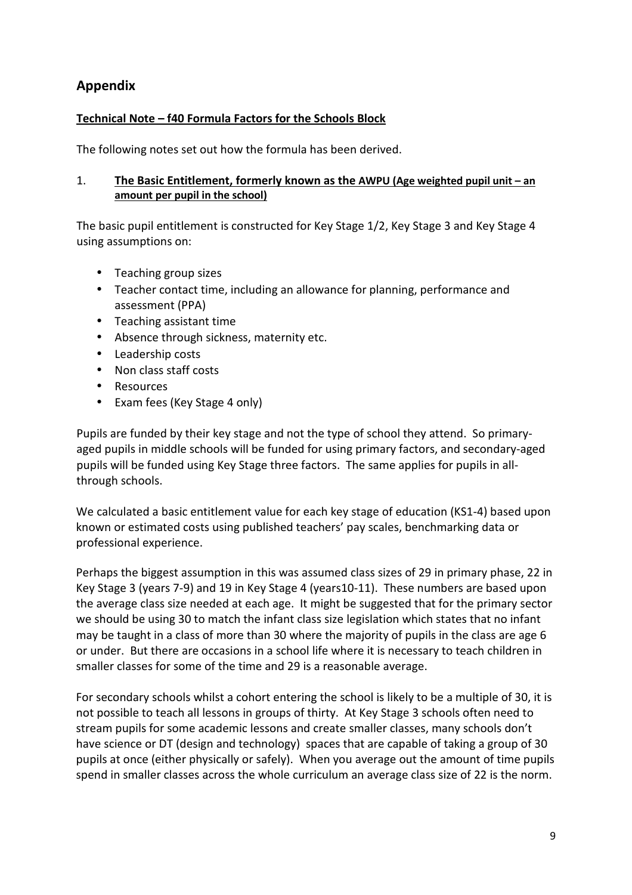## Appendix

**Technical Note – f40 Formula Factors for the Schools Block**

The following notes set out how the formula has been derived.

1. **The Basic Entitlement, formerly known as the AWPU (Age weighted pupil unit – an amount per pupil in the school)**

The basic pupil entitlement is constructed for Key Stage 1/2, Key Stage 3 and Key Stage 4 using assumptions on:

- Teaching group sizes
- Teacher contact time, including an allowance for planning, performance and assessment (PPA)
- Teaching assistant time
- Absence through sickness, maternity etc.
- Leadership costs
- Non class staff costs
- Resources
- Exam fees (Key Stage 4 only)

Pupils are funded by their key stage and not the type of school they attend. So primary-aged pupils in middle schools will be funded for using primary factors, and secondary-aged pupils will be funded using Key Stage three factors. The same applies for pupils in all-through schools.

We calculated a basic entitlement value for each key stage of education (KS1-4) based upon known or estimated costs using published teachers' pay scales, benchmarking data or professional experience.

Perhaps the biggest assumption in this was assumed class sizes of 29 in primary phase, 22 in Key Stage 3 (years 7-9) and 19 in Key Stage 4 (years10-11). These numbers are based upon the average class size needed at each age. It might be suggested that for the primary sector we should be using 30 to match the infant class size legislation which states that no infant may be taught in a class of more than 30 where the majority of pupils in the class are age 6 or under. But there are occasions in a school life where it is necessary to teach children in smaller classes for some of the time and 29 is a reasonable average.

For secondary schools whilst a cohort entering the school is likely to be a multiple of 30, it is not possible to teach all lessons in groups of thirty. At Key Stage 3 schools often need to stream pupils for some academic lessons and create smaller classes, many schools don't have science or DT (design and technology) spaces that are capable of taking a group of 30 pupils at once (either physically or safely). When you average out the amount of time pupils spend in smaller classes across the whole curriculum an average class size of 22 is the norm.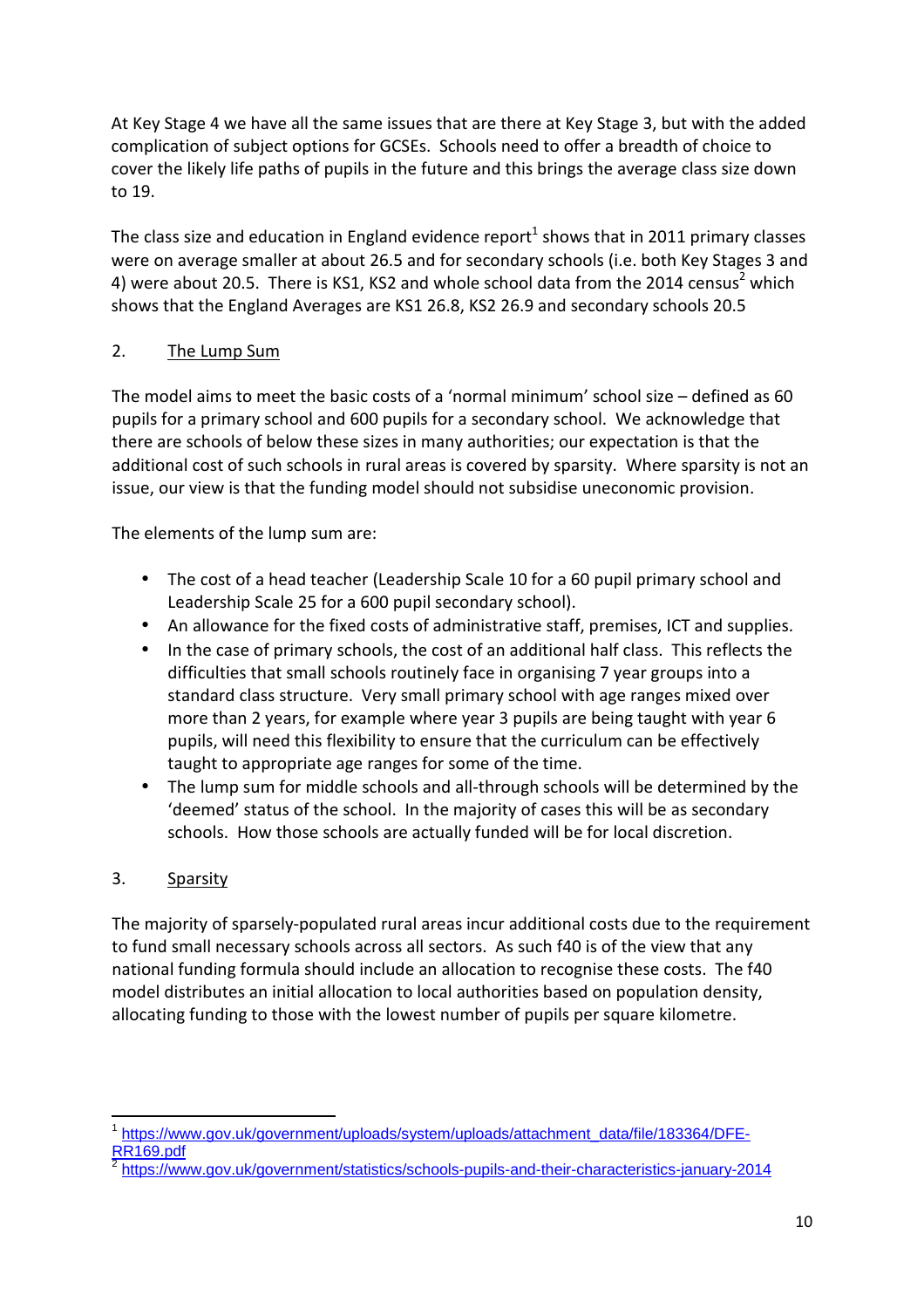At Key Stage 4 we have all the same issues that are there at Key Stage 3, but with the added complication of subject options for GCSEs. Schools need to offer a breadth of choice to cover the likely life paths of pupils in the future and this brings the average class size down to 19.

The class size and education in England evidence report[1] shows that in 2011 primary classes were on average smaller at about 26.5 and for secondary schools (i.e. both Key Stages 3 and 4) were about 20.5. There is KS1, KS2 and whole school data from the 2014 census[2] which shows that the England Averages are KS1 26.8, KS2 26.9 and secondary schools 20.5

## 2. The Lump Sum

The model aims to meet the basic costs of a 'normal minimum' school size – defined as 60 pupils for a primary school and 600 pupils for a secondary school. We acknowledge that there are schools of below these sizes in many authorities; our expectation is that the additional cost of such schools in rural areas is covered by sparsity. Where sparsity is not an issue, our view is that the funding model should not subsidise uneconomic provision.

The elements of the lump sum are:

- The cost of a head teacher (Leadership Scale 10 for a 60 pupil primary school and Leadership Scale 25 for a 600 pupil secondary school).
- An allowance for the fixed costs of administrative staff, premises, ICT and supplies.
- In the case of primary schools, the cost of an additional half class. This reflects the difficulties that small schools routinely face in organising 7 year groups into a standard class structure. Very small primary school with age ranges mixed over more than 2 years, for example where year 3 pupils are being taught with year 6 pupils, will need this flexibility to ensure that the curriculum can be effectively taught to appropriate age ranges for some of the time.
- The lump sum for middle schools and all-through schools will be determined by the 'deemed' status of the school. In the majority of cases this will be as secondary schools. How those schools are actually funded will be for local discretion.

## 3. Sparsity

The majority of sparsely-populated rural areas incur additional costs due to the requirement to fund small necessary schools across all sectors. As such f40 is of the view that any national funding formula should include an allocation to recognise these costs. The f40 model distributes an initial allocation to local authorities based on population density, allocating funding to those with the lowest number of pupils per square kilometre.

---

[1] https://www.gov.uk/government/uploads/system/uploads/attachment_data/file/183364/DFE-RR169.pdf

[2] https://www.gov.uk/government/statistics/schools-pupils-and-their-characteristics-january-2014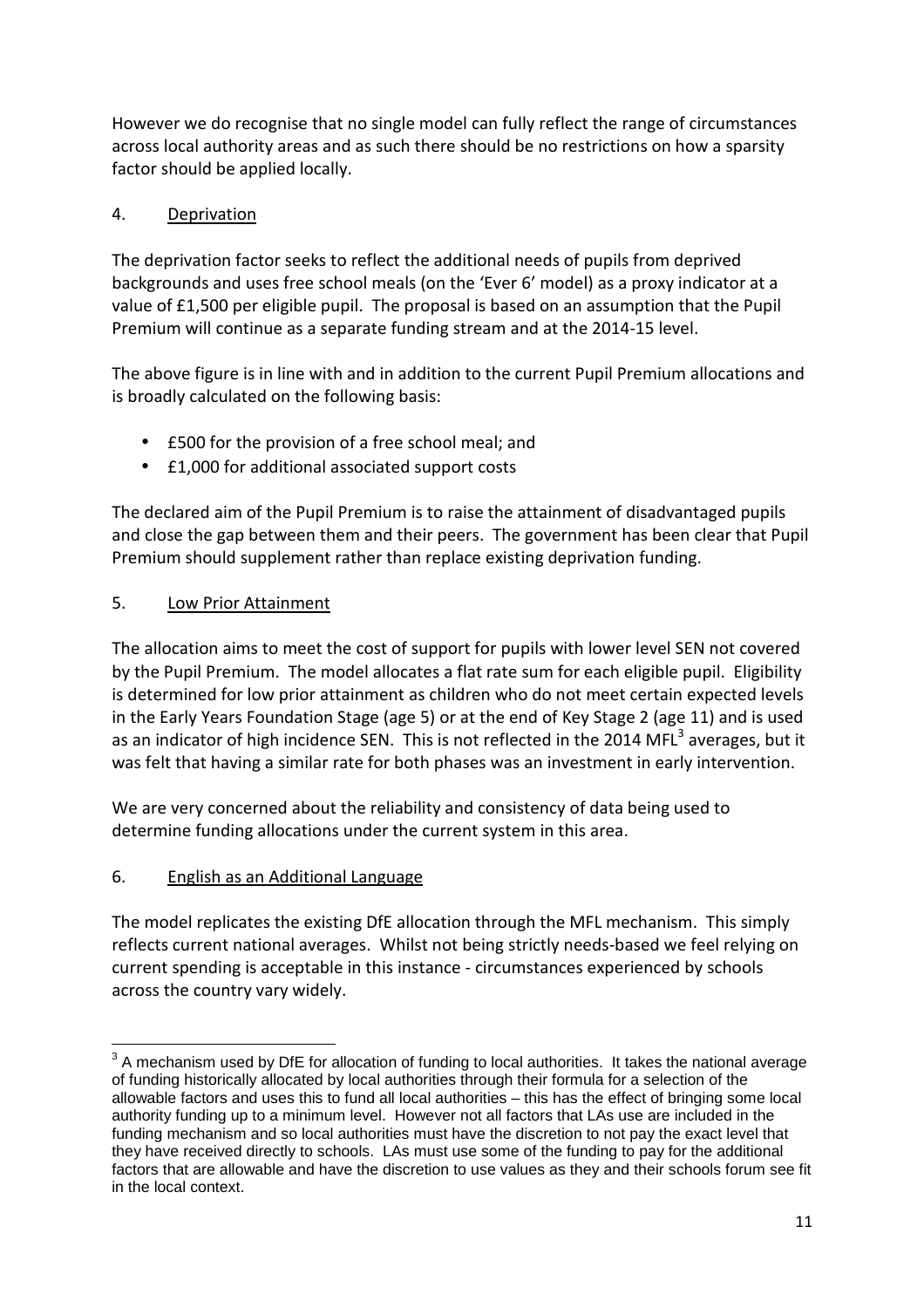However we do recognise that no single model can fully reflect the range of circumstances across local authority areas and as such there should be no restrictions on how a sparsity factor should be applied locally.

## 4. Deprivation

The deprivation factor seeks to reflect the additional needs of pupils from deprived backgrounds and uses free school meals (on the 'Ever 6' model) as a proxy indicator at a value of £1,500 per eligible pupil. The proposal is based on an assumption that the Pupil Premium will continue as a separate funding stream and at the 2014-15 level.

The above figure is in line with and in addition to the current Pupil Premium allocations and is broadly calculated on the following basis:

- £500 for the provision of a free school meal; and
- £1,000 for additional associated support costs

The declared aim of the Pupil Premium is to raise the attainment of disadvantaged pupils and close the gap between them and their peers. The government has been clear that Pupil Premium should supplement rather than replace existing deprivation funding.

## 5. Low Prior Attainment

The allocation aims to meet the cost of support for pupils with lower level SEN not covered by the Pupil Premium. The model allocates a flat rate sum for each eligible pupil. Eligibility is determined for low prior attainment as children who do not meet certain expected levels in the Early Years Foundation Stage (age 5) or at the end of Key Stage 2 (age 11) and is used as an indicator of high incidence SEN. This is not reflected in the 2014 MFL[3] averages, but it was felt that having a similar rate for both phases was an investment in early intervention.

We are very concerned about the reliability and consistency of data being used to determine funding allocations under the current system in this area.

## 6. English as an Additional Language

The model replicates the existing DfE allocation through the MFL mechanism. This simply reflects current national averages. Whilst not being strictly needs-based we feel relying on current spending is acceptable in this instance - circumstances experienced by schools across the country vary widely.

---

[3] A mechanism used by DfE for allocation of funding to local authorities. It takes the national average of funding historically allocated by local authorities through their formula for a selection of the allowable factors and uses this to fund all local authorities – this has the effect of bringing some local authority funding up to a minimum level. However not all factors that LAs use are included in the funding mechanism and so local authorities must have the discretion to not pay the exact level that they have received directly to schools. LAs must use some of the funding to pay for the additional factors that are allowable and have the discretion to use values as they and their schools forum see fit in the local context.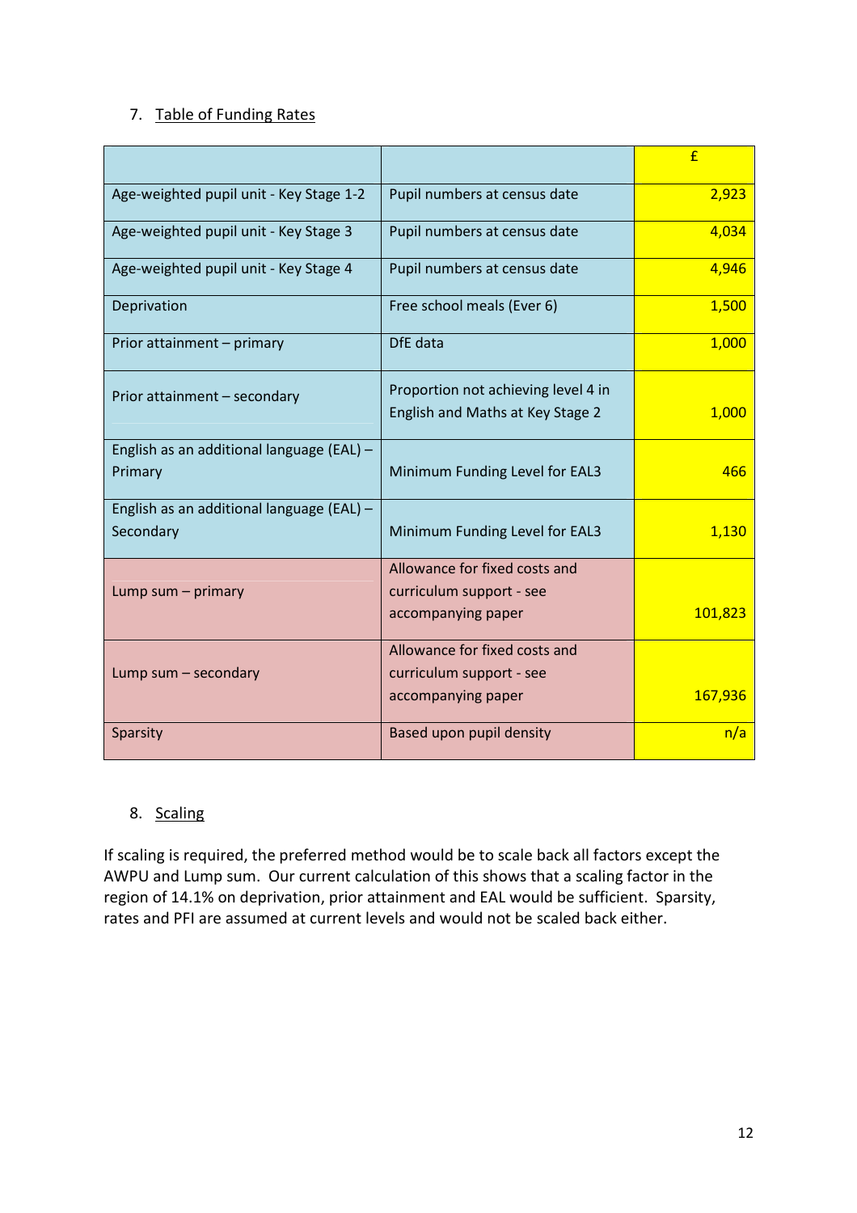7. Table of Funding Rates

| | | £ |
|---|---|---|
| Age-weighted pupil unit - Key Stage 1-2 | Pupil numbers at census date | 2,923 |
| Age-weighted pupil unit - Key Stage 3 | Pupil numbers at census date | 4,034 |
| Age-weighted pupil unit - Key Stage 4 | Pupil numbers at census date | 4,946 |
| Deprivation | Free school meals (Ever 6) | 1,500 |
| Prior attainment – primary | DfE data | 1,000 |
| Prior attainment – secondary | Proportion not achieving level 4 in English and Maths at Key Stage 2 | 1,000 |
| English as an additional language (EAL) – Primary | Minimum Funding Level for EAL3 | 466 |
| English as an additional language (EAL) – Secondary | Minimum Funding Level for EAL3 | 1,130 |
| Lump sum – primary | Allowance for fixed costs and curriculum support - see accompanying paper | 101,823 |
| Lump sum – secondary | Allowance for fixed costs and curriculum support - see accompanying paper | 167,936 |
| Sparsity | Based upon pupil density | n/a |

8. Scaling

If scaling is required, the preferred method would be to scale back all factors except the AWPU and Lump sum. Our current calculation of this shows that a scaling factor in the region of 14.1% on deprivation, prior attainment and EAL would be sufficient. Sparsity, rates and PFI are assumed at current levels and would not be scaled back either.